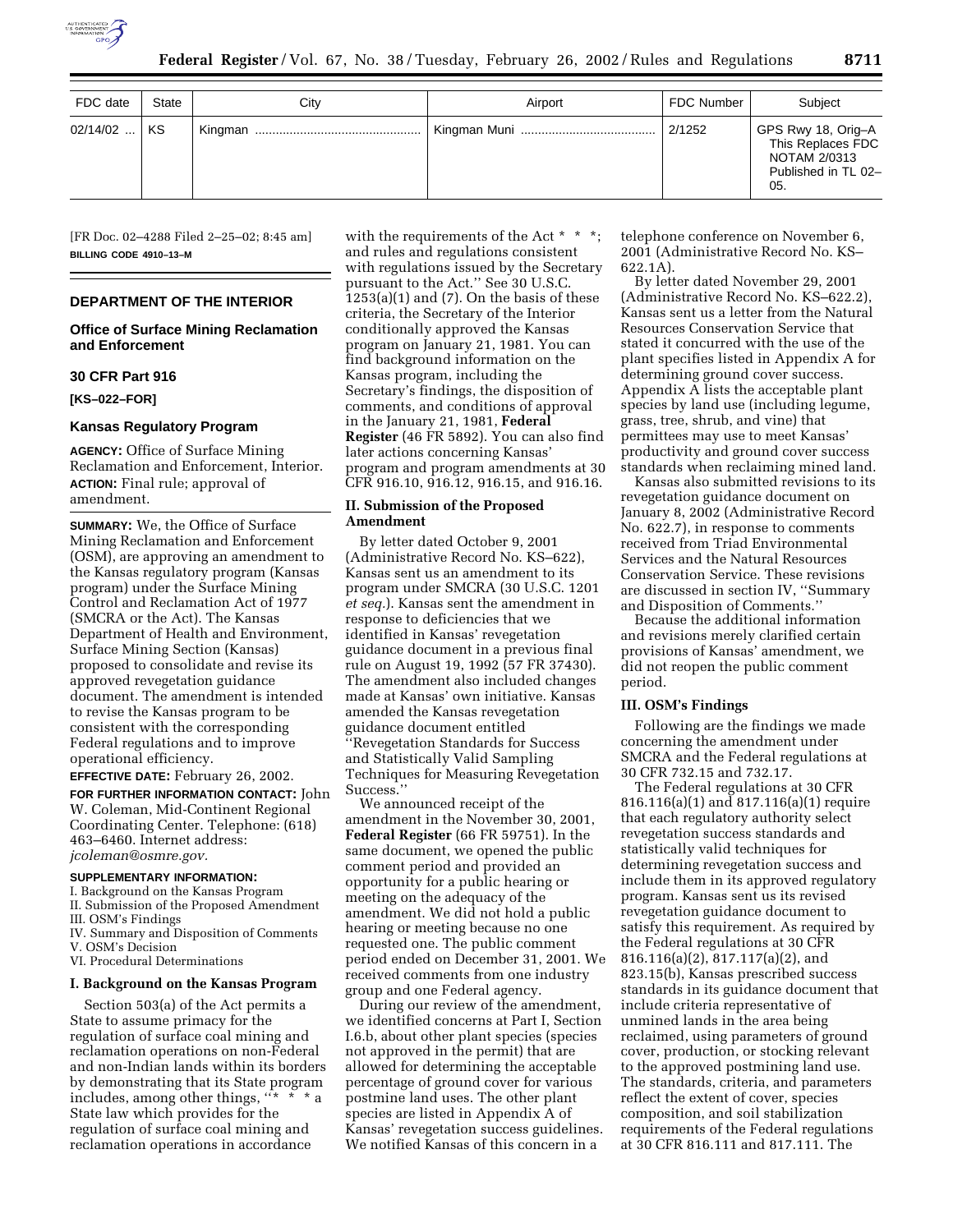| FDC date | State | City | Airport | FDC Number | Subject |
|---|---|---|---|---|---|
| 02/14/02 ... | KS | Kingman ............................................... | Kingman Muni ...................................... | 2/1252 | GPS Rwy 18, Orig–A This Replaces FDC NOTAM 2/0313 Published in TL 02–05. |

[FR Doc. 02–4288 Filed 2–25–02; 8:45 am]

**BILLING CODE 4910–13–M**

---

## DEPARTMENT OF THE INTERIOR

### Office of Surface Mining Reclamation and Enforcement

### 30 CFR Part 916

**[KS–022–FOR]**

### Kansas Regulatory Program

**AGENCY:** Office of Surface Mining Reclamation and Enforcement, Interior.

**ACTION:** Final rule; approval of amendment.

**SUMMARY:** We, the Office of Surface Mining Reclamation and Enforcement (OSM), are approving an amendment to the Kansas regulatory program (Kansas program) under the Surface Mining Control and Reclamation Act of 1977 (SMCRA or the Act). The Kansas Department of Health and Environment, Surface Mining Section (Kansas) proposed to consolidate and revise its approved revegetation guidance document. The amendment is intended to revise the Kansas program to be consistent with the corresponding Federal regulations and to improve operational efficiency.

**EFFECTIVE DATE:** February 26, 2002.

**FOR FURTHER INFORMATION CONTACT:** John W. Coleman, Mid-Continent Regional Coordinating Center. Telephone: (618) 463–6460. Internet address: *jcoleman@osmre.gov.*

**SUPPLEMENTARY INFORMATION:**

I. Background on the Kansas Program
II. Submission of the Proposed Amendment
III. OSM's Findings
IV. Summary and Disposition of Comments
V. OSM's Decision
VI. Procedural Determinations

### I. Background on the Kansas Program

Section 503(a) of the Act permits a State to assume primacy for the regulation of surface coal mining and reclamation operations on non-Federal and non-Indian lands within its borders by demonstrating that its State program includes, among other things, ''* * * a State law which provides for the regulation of surface coal mining and reclamation operations in accordance with the requirements of the Act * * *; and rules and regulations consistent with regulations issued by the Secretary pursuant to the Act.'' See 30 U.S.C. 1253(a)(1) and (7). On the basis of these criteria, the Secretary of the Interior conditionally approved the Kansas program on January 21, 1981. You can find background information on the Kansas program, including the Secretary's findings, the disposition of comments, and conditions of approval in the January 21, 1981, **Federal Register** (46 FR 5892). You can also find later actions concerning Kansas' program and program amendments at 30 CFR 916.10, 916.12, 916.15, and 916.16.

### II. Submission of the Proposed Amendment

By letter dated October 9, 2001 (Administrative Record No. KS–622), Kansas sent us an amendment to its program under SMCRA (30 U.S.C. 1201 *et seq.*). Kansas sent the amendment in response to deficiencies that we identified in Kansas' revegetation guidance document in a previous final rule on August 19, 1992 (57 FR 37430). The amendment also included changes made at Kansas' own initiative. Kansas amended the Kansas revegetation guidance document entitled ''Revegetation Standards for Success and Statistically Valid Sampling Techniques for Measuring Revegetation Success.''

We announced receipt of the amendment in the November 30, 2001, **Federal Register** (66 FR 59751). In the same document, we opened the public comment period and provided an opportunity for a public hearing or meeting on the adequacy of the amendment. We did not hold a public hearing or meeting because no one requested one. The public comment period ended on December 31, 2001. We received comments from one industry group and one Federal agency.

During our review of the amendment, we identified concerns at Part I, Section I.6.b, about other plant species (species not approved in the permit) that are allowed for determining the acceptable percentage of ground cover for various postmine land uses. The other plant species are listed in Appendix A of Kansas' revegetation success guidelines. We notified Kansas of this concern in a telephone conference on November 6, 2001 (Administrative Record No. KS–622.1A).

By letter dated November 29, 2001 (Administrative Record No. KS–622.2), Kansas sent us a letter from the Natural Resources Conservation Service that stated it concurred with the use of the plant specifies listed in Appendix A for determining ground cover success. Appendix A lists the acceptable plant species by land use (including legume, grass, tree, shrub, and vine) that permittees may use to meet Kansas' productivity and ground cover success standards when reclaiming mined land.

Kansas also submitted revisions to its revegetation guidance document on January 8, 2002 (Administrative Record No. 622.7), in response to comments received from Triad Environmental Services and the Natural Resources Conservation Service. These revisions are discussed in section IV, ''Summary and Disposition of Comments.''

Because the additional information and revisions merely clarified certain provisions of Kansas' amendment, we did not reopen the public comment period.

### III. OSM's Findings

Following are the findings we made concerning the amendment under SMCRA and the Federal regulations at 30 CFR 732.15 and 732.17.

The Federal regulations at 30 CFR 816.116(a)(1) and 817.116(a)(1) require that each regulatory authority select revegetation success standards and statistically valid techniques for determining revegetation success and include them in its approved regulatory program. Kansas sent us its revised revegetation guidance document to satisfy this requirement. As required by the Federal regulations at 30 CFR 816.116(a)(2), 817.117(a)(2), and 823.15(b), Kansas prescribed success standards in its guidance document that include criteria representative of unmined lands in the area being reclaimed, using parameters of ground cover, production, or stocking relevant to the approved postmining land use. The standards, criteria, and parameters reflect the extent of cover, species composition, and soil stabilization requirements of the Federal regulations at 30 CFR 816.111 and 817.111. The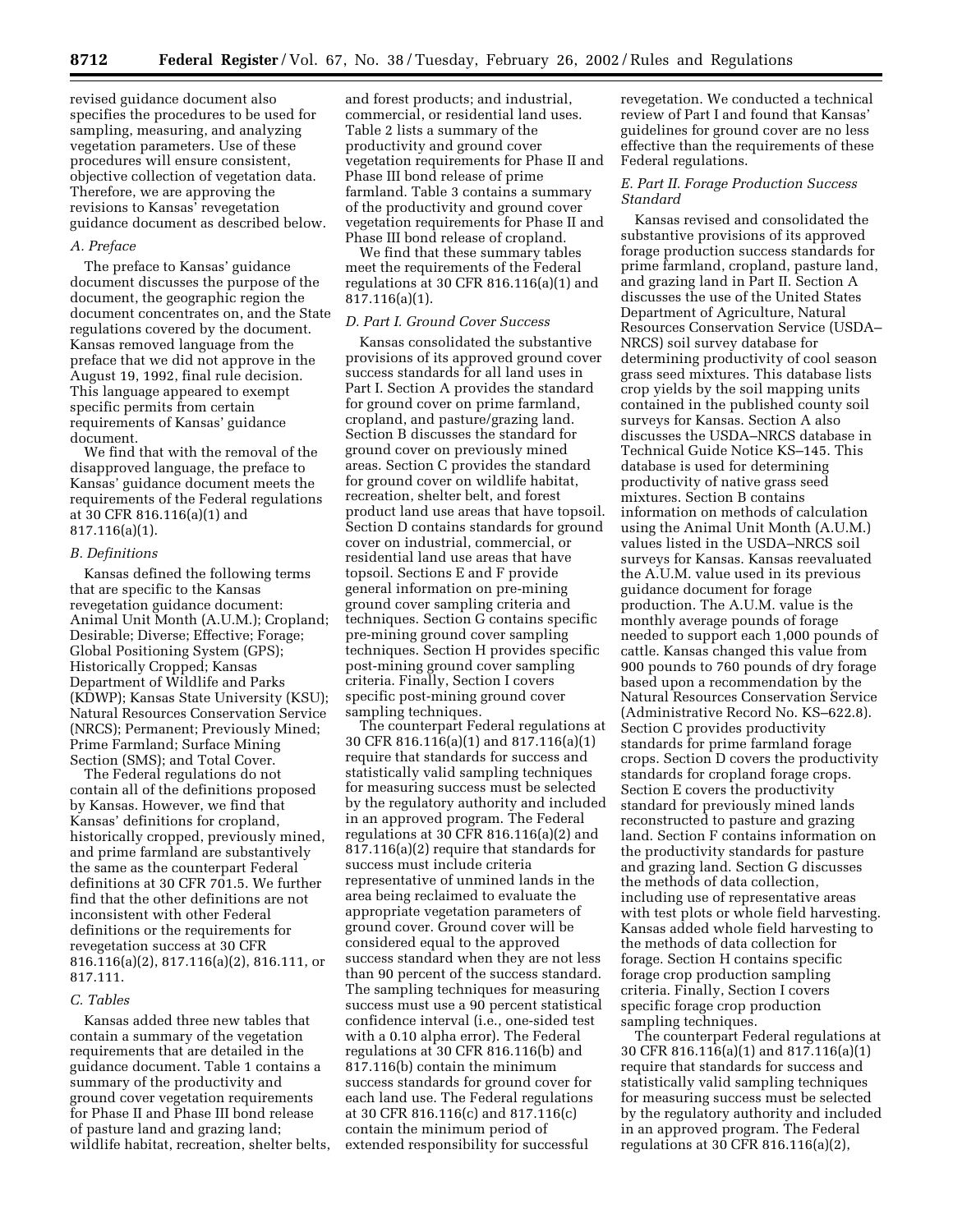revised guidance document also specifies the procedures to be used for sampling, measuring, and analyzing vegetation parameters. Use of these procedures will ensure consistent, objective collection of vegetation data. Therefore, we are approving the revisions to Kansas' revegetation guidance document as described below.

### A. Preface

The preface to Kansas' guidance document discusses the purpose of the document, the geographic region the document concentrates on, and the State regulations covered by the document. Kansas removed language from the preface that we did not approve in the August 19, 1992, final rule decision. This language appeared to exempt specific permits from certain requirements of Kansas' guidance document.

We find that with the removal of the disapproved language, the preface to Kansas' guidance document meets the requirements of the Federal regulations at 30 CFR 816.116(a)(1) and 817.116(a)(1).

### B. Definitions

Kansas defined the following terms that are specific to the Kansas revegetation guidance document: Animal Unit Month (A.U.M.); Cropland; Desirable; Diverse; Effective; Forage; Global Positioning System (GPS); Historically Cropped; Kansas Department of Wildlife and Parks (KDWP); Kansas State University (KSU); Natural Resources Conservation Service (NRCS); Permanent; Previously Mined; Prime Farmland; Surface Mining Section (SMS); and Total Cover.

The Federal regulations do not contain all of the definitions proposed by Kansas. However, we find that Kansas' definitions for cropland, historically cropped, previously mined, and prime farmland are substantively the same as the counterpart Federal definitions at 30 CFR 701.5. We further find that the other definitions are not inconsistent with other Federal definitions or the requirements for revegetation success at 30 CFR 816.116(a)(2), 817.116(a)(2), 816.111, or 817.111.

### C. Tables

Kansas added three new tables that contain a summary of the vegetation requirements that are detailed in the guidance document. Table 1 contains a summary of the productivity and ground cover vegetation requirements for Phase II and Phase III bond release of pasture land and grazing land; wildlife habitat, recreation, shelter belts, and forest products; and industrial, commercial, or residential land uses. Table 2 lists a summary of the productivity and ground cover vegetation requirements for Phase II and Phase III bond release of prime farmland. Table 3 contains a summary of the productivity and ground cover vegetation requirements for Phase II and Phase III bond release of cropland.

We find that these summary tables meet the requirements of the Federal regulations at 30 CFR 816.116(a)(1) and 817.116(a)(1).

### D. Part I. Ground Cover Success

Kansas consolidated the substantive provisions of its approved ground cover success standards for all land uses in Part I. Section A provides the standard for ground cover on prime farmland, cropland, and pasture/grazing land. Section B discusses the standard for ground cover on previously mined areas. Section C provides the standard for ground cover on wildlife habitat, recreation, shelter belt, and forest product land use areas that have topsoil. Section D contains standards for ground cover on industrial, commercial, or residential land use areas that have topsoil. Sections E and F provide general information on pre-mining ground cover sampling criteria and techniques. Section G contains specific pre-mining ground cover sampling techniques. Section H provides specific post-mining ground cover sampling criteria. Finally, Section I covers specific post-mining ground cover sampling techniques.

The counterpart Federal regulations at 30 CFR 816.116(a)(1) and 817.116(a)(1) require that standards for success and statistically valid sampling techniques for measuring success must be selected by the regulatory authority and included in an approved program. The Federal regulations at 30 CFR 816.116(a)(2) and 817.116(a)(2) require that standards for success must include criteria representative of unmined lands in the area being reclaimed to evaluate the appropriate vegetation parameters of ground cover. Ground cover will be considered equal to the approved success standard when they are not less than 90 percent of the success standard. The sampling techniques for measuring success must use a 90 percent statistical confidence interval (i.e., one-sided test with a 0.10 alpha error). The Federal regulations at 30 CFR 816.116(b) and 817.116(b) contain the minimum success standards for ground cover for each land use. The Federal regulations at 30 CFR 816.116(c) and 817.116(c) contain the minimum period of extended responsibility for successful revegetation. We conducted a technical review of Part I and found that Kansas' guidelines for ground cover are no less effective than the requirements of these Federal regulations.

### E. Part II. Forage Production Success Standard

Kansas revised and consolidated the substantive provisions of its approved forage production success standards for prime farmland, cropland, pasture land, and grazing land in Part II. Section A discusses the use of the United States Department of Agriculture, Natural Resources Conservation Service (USDA–NRCS) soil survey database for determining productivity of cool season grass seed mixtures. This database lists crop yields by the soil mapping units contained in the published county soil surveys for Kansas. Section A also discusses the USDA–NRCS database in Technical Guide Notice KS–145. This database is used for determining productivity of native grass seed mixtures. Section B contains information on methods of calculation using the Animal Unit Month (A.U.M.) values listed in the USDA–NRCS soil surveys for Kansas. Kansas reevaluated the A.U.M. value used in its previous guidance document for forage production. The A.U.M. value is the monthly average pounds of forage needed to support each 1,000 pounds of cattle. Kansas changed this value from 900 pounds to 760 pounds of dry forage based upon a recommendation by the Natural Resources Conservation Service (Administrative Record No. KS–622.8). Section C provides productivity standards for prime farmland forage crops. Section D covers the productivity standards for cropland forage crops. Section E covers the productivity standard for previously mined lands reconstructed to pasture and grazing land. Section F contains information on the productivity standards for pasture and grazing land. Section G discusses the methods of data collection, including use of representative areas with test plots or whole field harvesting. Kansas added whole field harvesting to the methods of data collection for forage. Section H contains specific forage crop production sampling criteria. Finally, Section I covers specific forage crop production sampling techniques.

The counterpart Federal regulations at 30 CFR 816.116(a)(1) and 817.116(a)(1) require that standards for success and statistically valid sampling techniques for measuring success must be selected by the regulatory authority and included in an approved program. The Federal regulations at 30 CFR 816.116(a)(2),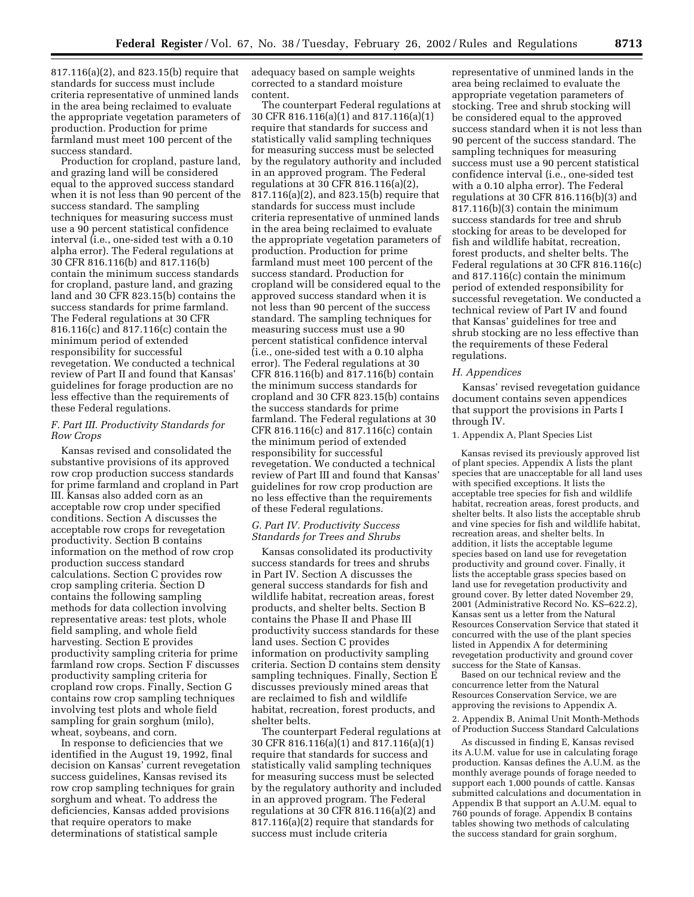817.116(a)(2), and 823.15(b) require that standards for success must include criteria representative of unmined lands in the area being reclaimed to evaluate the appropriate vegetation parameters of production. Production for prime farmland must meet 100 percent of the success standard.

Production for cropland, pasture land, and grazing land will be considered equal to the approved success standard when it is not less than 90 percent of the success standard. The sampling techniques for measuring success must use a 90 percent statistical confidence interval (i.e., one-sided test with a 0.10 alpha error). The Federal regulations at 30 CFR 816.116(b) and 817.116(b) contain the minimum success standards for cropland, pasture land, and grazing land and 30 CFR 823.15(b) contains the success standards for prime farmland. The Federal regulations at 30 CFR 816.116(c) and 817.116(c) contain the minimum period of extended responsibility for successful revegetation. We conducted a technical review of Part II and found that Kansas' guidelines for forage production are no less effective than the requirements of these Federal regulations.

### *F. Part III. Productivity Standards for Row Crops*

Kansas revised and consolidated the substantive provisions of its approved row crop production success standards for prime farmland and cropland in Part III. Kansas also added corn as an acceptable row crop under specified conditions. Section A discusses the acceptable row crops for revegetation productivity. Section B contains information on the method of row crop production success standard calculations. Section C provides row crop sampling criteria. Section D contains the following sampling methods for data collection involving representative areas: test plots, whole field sampling, and whole field harvesting. Section E provides productivity sampling criteria for prime farmland row crops. Section F discusses productivity sampling criteria for cropland row crops. Finally, Section G contains row crop sampling techniques involving test plots and whole field sampling for grain sorghum (milo), wheat, soybeans, and corn.

In response to deficiencies that we identified in the August 19, 1992, final decision on Kansas' current revegetation success guidelines, Kansas revised its row crop sampling techniques for grain sorghum and wheat. To address the deficiencies, Kansas added provisions that require operators to make determinations of statistical sample adequacy based on sample weights corrected to a standard moisture content.

The counterpart Federal regulations at 30 CFR 816.116(a)(1) and 817.116(a)(1) require that standards for success and statistically valid sampling techniques for measuring success must be selected by the regulatory authority and included in an approved program. The Federal regulations at 30 CFR 816.116(a)(2), 817.116(a)(2), and 823.15(b) require that standards for success must include criteria representative of unmined lands in the area being reclaimed to evaluate the appropriate vegetation parameters of production. Production for prime farmland must meet 100 percent of the success standard. Production for cropland will be considered equal to the approved success standard when it is not less than 90 percent of the success standard. The sampling techniques for measuring success must use a 90 percent statistical confidence interval (i.e., one-sided test with a 0.10 alpha error). The Federal regulations at 30 CFR 816.116(b) and 817.116(b) contain the minimum success standards for cropland and 30 CFR 823.15(b) contains the success standards for prime farmland. The Federal regulations at 30 CFR 816.116(c) and 817.116(c) contain the minimum period of extended responsibility for successful revegetation. We conducted a technical review of Part III and found that Kansas' guidelines for row crop production are no less effective than the requirements of these Federal regulations.

### *G. Part IV. Productivity Success Standards for Trees and Shrubs*

Kansas consolidated its productivity success standards for trees and shrubs in Part IV. Section A discusses the general success standards for fish and wildlife habitat, recreation areas, forest products, and shelter belts. Section B contains the Phase II and Phase III productivity success standards for these land uses. Section C provides information on productivity sampling criteria. Section D contains stem density sampling techniques. Finally, Section E discusses previously mined areas that are reclaimed to fish and wildlife habitat, recreation, forest products, and shelter belts.

The counterpart Federal regulations at 30 CFR 816.116(a)(1) and 817.116(a)(1) require that standards for success and statistically valid sampling techniques for measuring success must be selected by the regulatory authority and included in an approved program. The Federal regulations at 30 CFR 816.116(a)(2) and 817.116(a)(2) require that standards for success must include criteria representative of unmined lands in the area being reclaimed to evaluate the appropriate vegetation parameters of stocking. Tree and shrub stocking will be considered equal to the approved success standard when it is not less than 90 percent of the success standard. The sampling techniques for measuring success must use a 90 percent statistical confidence interval (i.e., one-sided test with a 0.10 alpha error). The Federal regulations at 30 CFR 816.116(b)(3) and 817.116(b)(3) contain the minimum success standards for tree and shrub stocking for areas to be developed for fish and wildlife habitat, recreation, forest products, and shelter belts. The Federal regulations at 30 CFR 816.116(c) and 817.116(c) contain the minimum period of extended responsibility for successful revegetation. We conducted a technical review of Part IV and found that Kansas' guidelines for tree and shrub stocking are no less effective than the requirements of these Federal regulations.

### *H. Appendices*

Kansas' revised revegetation guidance document contains seven appendices that support the provisions in Parts I through IV.

1. Appendix A, Plant Species List

Kansas revised its previously approved list of plant species. Appendix A lists the plant species that are unacceptable for all land uses with specified exceptions. It lists the acceptable tree species for fish and wildlife habitat, recreation areas, forest products, and shelter belts. It also lists the acceptable shrub and vine species for fish and wildlife habitat, recreation areas, and shelter belts. In addition, it lists the acceptable legume species based on land use for revegetation productivity and ground cover. Finally, it lists the acceptable grass species based on land use for revegetation productivity and ground cover. By letter dated November 29, 2001 (Administrative Record No. KS–622.2), Kansas sent us a letter from the Natural Resources Conservation Service that stated it concurred with the use of the plant species listed in Appendix A for determining revegetation productivity and ground cover success for the State of Kansas.

Based on our technical review and the concurrence letter from the Natural Resources Conservation Service, we are approving the revisions to Appendix A.

2. Appendix B, Animal Unit Month-Methods of Production Success Standard Calculations

As discussed in finding E, Kansas revised its A.U.M. value for use in calculating forage production. Kansas defines the A.U.M. as the monthly average pounds of forage needed to support each 1,000 pounds of cattle. Kansas submitted calculations and documentation in Appendix B that support an A.U.M. equal to 760 pounds of forage. Appendix B contains tables showing two methods of calculating the success standard for grain sorghum,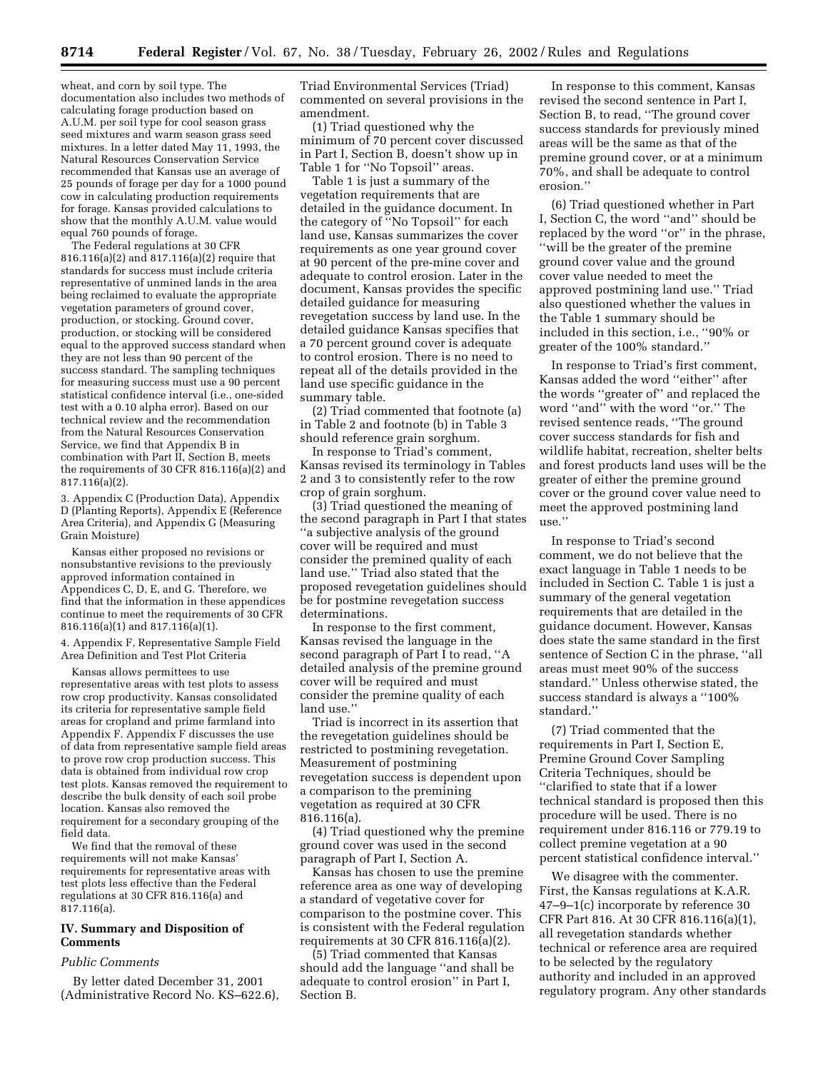wheat, and corn by soil type. The documentation also includes two methods of calculating forage production based on A.U.M. per soil type for cool season grass seed mixtures and warm season grass seed mixtures. In a letter dated May 11, 1993, the Natural Resources Conservation Service recommended that Kansas use an average of 25 pounds of forage per day for a 1000 pound cow in calculating production requirements for forage. Kansas provided calculations to show that the monthly A.U.M. value would equal 760 pounds of forage.

The Federal regulations at 30 CFR 816.116(a)(2) and 817.116(a)(2) require that standards for success must include criteria representative of unmined lands in the area being reclaimed to evaluate the appropriate vegetation parameters of ground cover, production, or stocking. Ground cover, production, or stocking will be considered equal to the approved success standard when they are not less than 90 percent of the success standard. The sampling techniques for measuring success must use a 90 percent statistical confidence interval (i.e., one-sided test with a 0.10 alpha error). Based on our technical review and the recommendation from the Natural Resources Conservation Service, we find that Appendix B in combination with Part II, Section B, meets the requirements of 30 CFR 816.116(a)(2) and 817.116(a)(2).

3. Appendix C (Production Data), Appendix D (Planting Reports), Appendix E (Reference Area Criteria), and Appendix G (Measuring Grain Moisture)

Kansas either proposed no revisions or nonsubstantive revisions to the previously approved information contained in Appendices C, D, E, and G. Therefore, we find that the information in these appendices continue to meet the requirements of 30 CFR 816.116(a)(1) and 817.116(a)(1).

4. Appendix F, Representative Sample Field Area Definition and Test Plot Criteria

Kansas allows permittees to use representative areas with test plots to assess row crop productivity. Kansas consolidated its criteria for representative sample field areas for cropland and prime farmland into Appendix F. Appendix F discusses the use of data from representative sample field areas to prove row crop production success. This data is obtained from individual row crop test plots. Kansas removed the requirement to describe the bulk density of each soil probe location. Kansas also removed the requirement for a secondary grouping of the field data.

We find that the removal of these requirements will not make Kansas' requirements for representative areas with test plots less effective than the Federal regulations at 30 CFR 816.116(a) and 817.116(a).

## IV. Summary and Disposition of Comments

*Public Comments*

By letter dated December 31, 2001 (Administrative Record No. KS–622.6), Triad Environmental Services (Triad) commented on several provisions in the amendment.

(1) Triad questioned why the minimum of 70 percent cover discussed in Part I, Section B, doesn't show up in Table 1 for "No Topsoil" areas.

Table 1 is just a summary of the vegetation requirements that are detailed in the guidance document. In the category of "No Topsoil" for each land use, Kansas summarizes the cover requirements as one year ground cover at 90 percent of the pre-mine cover and adequate to control erosion. Later in the document, Kansas provides the specific detailed guidance for measuring revegetation success by land use. In the detailed guidance Kansas specifies that a 70 percent ground cover is adequate to control erosion. There is no need to repeat all of the details provided in the land use specific guidance in the summary table.

(2) Triad commented that footnote (a) in Table 2 and footnote (b) in Table 3 should reference grain sorghum.

In response to Triad's comment, Kansas revised its terminology in Tables 2 and 3 to consistently refer to the row crop of grain sorghum.

(3) Triad questioned the meaning of the second paragraph in Part I that states "a subjective analysis of the ground cover will be required and must consider the premined quality of each land use." Triad also stated that the proposed revegetation guidelines should be for postmine revegetation success determinations.

In response to the first comment, Kansas revised the language in the second paragraph of Part I to read, "A detailed analysis of the premine ground cover will be required and must consider the premine quality of each land use."

Triad is incorrect in its assertion that the revegetation guidelines should be restricted to postmining revegetation. Measurement of postmining revegetation success is dependent upon a comparison to the premining vegetation as required at 30 CFR 816.116(a).

(4) Triad questioned why the premine ground cover was used in the second paragraph of Part I, Section A.

Kansas has chosen to use the premine reference area as one way of developing a standard of vegetative cover for comparison to the postmine cover. This is consistent with the Federal regulation requirements at 30 CFR 816.116(a)(2).

(5) Triad commented that Kansas should add the language "and shall be adequate to control erosion" in Part I, Section B.

In response to this comment, Kansas revised the second sentence in Part I, Section B, to read, "The ground cover success standards for previously mined areas will be the same as that of the premine ground cover, or at a minimum 70%, and shall be adequate to control erosion."

(6) Triad questioned whether in Part I, Section C, the word "and" should be replaced by the word "or" in the phrase, "will be the greater of the premine ground cover value and the ground cover value needed to meet the approved postmining land use." Triad also questioned whether the values in the Table 1 summary should be included in this section, i.e., "90% or greater of the 100% standard."

In response to Triad's first comment, Kansas added the word "either" after the words "greater of" and replaced the word "and" with the word "or." The revised sentence reads, "The ground cover success standards for fish and wildlife habitat, recreation, shelter belts and forest products land uses will be the greater of either the premine ground cover or the ground cover value need to meet the approved postmining land use."

In response to Triad's second comment, we do not believe that the exact language in Table 1 needs to be included in Section C. Table 1 is just a summary of the general vegetation requirements that are detailed in the guidance document. However, Kansas does state the same standard in the first sentence of Section C in the phrase, "all areas must meet 90% of the success standard." Unless otherwise stated, the success standard is always a "100% standard."

(7) Triad commented that the requirements in Part I, Section E, Premine Ground Cover Sampling Criteria Techniques, should be "clarified to state that if a lower technical standard is proposed then this procedure will be used. There is no requirement under 816.116 or 779.19 to collect premine vegetation at a 90 percent statistical confidence interval."

We disagree with the commenter. First, the Kansas regulations at K.A.R. 47–9–1(c) incorporate by reference 30 CFR Part 816. At 30 CFR 816.116(a)(1), all revegetation standards whether technical or reference area are required to be selected by the regulatory authority and included in an approved regulatory program. Any other standards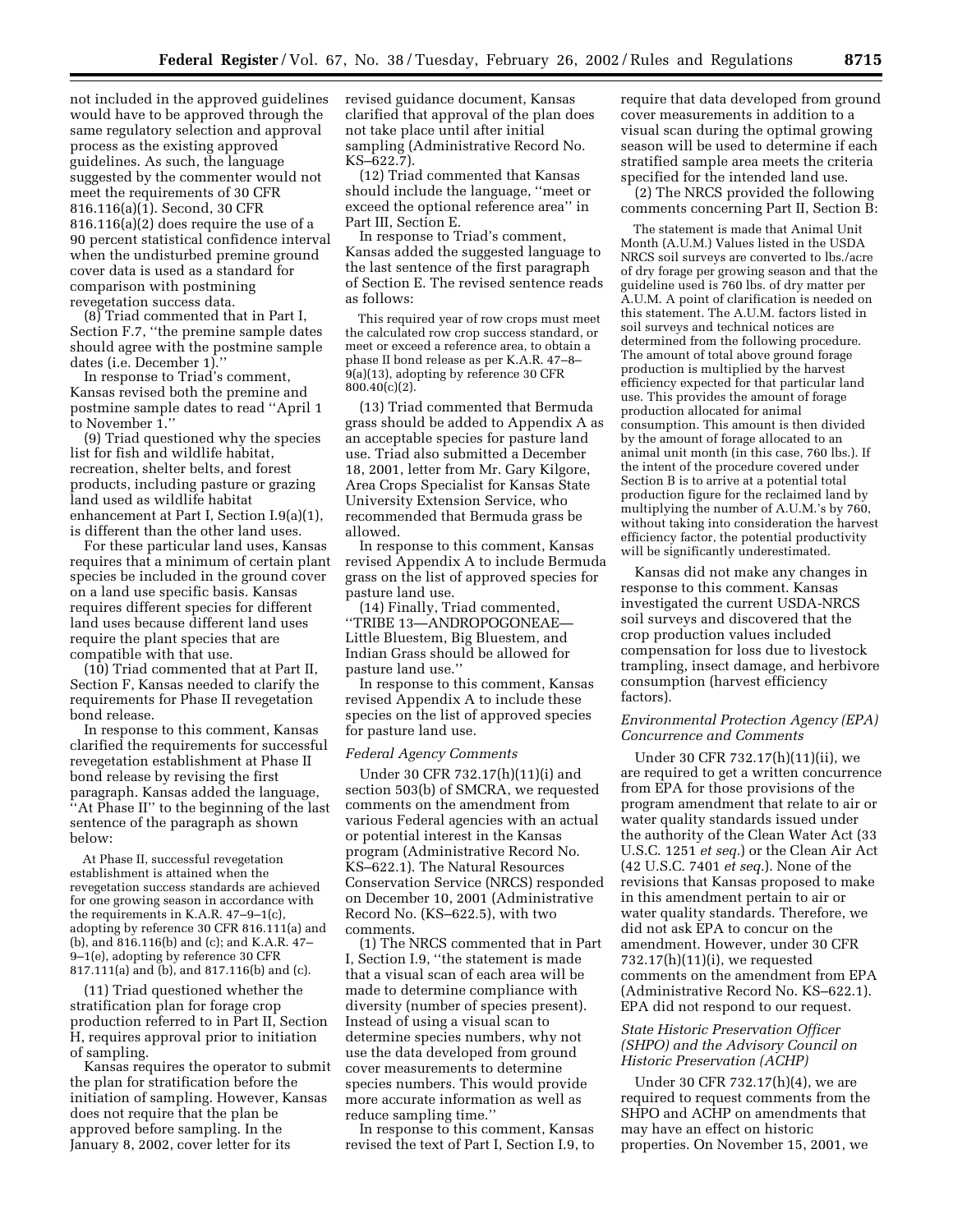not included in the approved guidelines would have to be approved through the same regulatory selection and approval process as the existing approved guidelines. As such, the language suggested by the commenter would not meet the requirements of 30 CFR 816.116(a)(1). Second, 30 CFR 816.116(a)(2) does require the use of a 90 percent statistical confidence interval when the undisturbed premine ground cover data is used as a standard for comparison with postmining revegetation success data.

(8) Triad commented that in Part I, Section F.7, "the premine sample dates should agree with the postmine sample dates (i.e. December 1)."

In response to Triad's comment, Kansas revised both the premine and postmine sample dates to read "April 1 to November 1."

(9) Triad questioned why the species list for fish and wildlife habitat, recreation, shelter belts, and forest products, including pasture or grazing land used as wildlife habitat enhancement at Part I, Section I.9(a)(1), is different than the other land uses.

For these particular land uses, Kansas requires that a minimum of certain plant species be included in the ground cover on a land use specific basis. Kansas requires different species for different land uses because different land uses require the plant species that are compatible with that use.

(10) Triad commented that at Part II, Section F, Kansas needed to clarify the requirements for Phase II revegetation bond release.

In response to this comment, Kansas clarified the requirements for successful revegetation establishment at Phase II bond release by revising the first paragraph. Kansas added the language, "At Phase II" to the beginning of the last sentence of the paragraph as shown below:

> At Phase II, successful revegetation establishment is attained when the revegetation success standards are achieved for one growing season in accordance with the requirements in K.A.R. 47–9–1(c), adopting by reference 30 CFR 816.111(a) and (b), and 816.116(b) and (c); and K.A.R. 47–9–1(e), adopting by reference 30 CFR 817.111(a) and (b), and 817.116(b) and (c).

(11) Triad questioned whether the stratification plan for forage crop production referred to in Part II, Section H, requires approval prior to initiation of sampling.

Kansas requires the operator to submit the plan for stratification before the initiation of sampling. However, Kansas does not require that the plan be approved before sampling. In the January 8, 2002, cover letter for its revised guidance document, Kansas clarified that approval of the plan does not take place until after initial sampling (Administrative Record No. KS–622.7).

(12) Triad commented that Kansas should include the language, "meet or exceed the optional reference area" in Part III, Section E.

In response to Triad's comment, Kansas added the suggested language to the last sentence of the first paragraph of Section E. The revised sentence reads as follows:

> This required year of row crops must meet the calculated row crop success standard, or meet or exceed a reference area, to obtain a phase II bond release as per K.A.R. 47–8–9(a)(13), adopting by reference 30 CFR 800.40(c)(2).

(13) Triad commented that Bermuda grass should be added to Appendix A as an acceptable species for pasture land use. Triad also submitted a December 18, 2001, letter from Mr. Gary Kilgore, Area Crops Specialist for Kansas State University Extension Service, who recommended that Bermuda grass be allowed.

In response to this comment, Kansas revised Appendix A to include Bermuda grass on the list of approved species for pasture land use.

(14) Finally, Triad commented, "TRIBE 13—ANDROPOGONEAE—Little Bluestem, Big Bluestem, and Indian Grass should be allowed for pasture land use."

In response to this comment, Kansas revised Appendix A to include these species on the list of approved species for pasture land use.

*Federal Agency Comments*

Under 30 CFR 732.17(h)(11)(i) and section 503(b) of SMCRA, we requested comments on the amendment from various Federal agencies with an actual or potential interest in the Kansas program (Administrative Record No. KS–622.1). The Natural Resources Conservation Service (NRCS) responded on December 10, 2001 (Administrative Record No. (KS–622.5), with two comments.

(1) The NRCS commented that in Part I, Section I.9, "the statement is made that a visual scan of each area will be made to determine compliance with diversity (number of species present). Instead of using a visual scan to determine species numbers, why not use the data developed from ground cover measurements to determine species numbers. This would provide more accurate information as well as reduce sampling time."

In response to this comment, Kansas revised the text of Part I, Section I.9, to require that data developed from ground cover measurements in addition to a visual scan during the optimal growing season will be used to determine if each stratified sample area meets the criteria specified for the intended land use.

(2) The NRCS provided the following comments concerning Part II, Section B:

> The statement is made that Animal Unit Month (A.U.M.) Values listed in the USDA NRCS soil surveys are converted to lbs./acre of dry forage per growing season and that the guideline used is 760 lbs. of dry matter per A.U.M. A point of clarification is needed on this statement. The A.U.M. factors listed in soil surveys and technical notices are determined from the following procedure. The amount of total above ground forage production is multiplied by the harvest efficiency expected for that particular land use. This provides the amount of forage production allocated for animal consumption. This amount is then divided by the amount of forage allocated to an animal unit month (in this case, 760 lbs.). If the intent of the procedure covered under Section B is to arrive at a potential total production figure for the reclaimed land by multiplying the number of A.U.M.'s by 760, without taking into consideration the harvest efficiency factor, the potential productivity will be significantly underestimated.

Kansas did not make any changes in response to this comment. Kansas investigated the current USDA-NRCS soil surveys and discovered that the crop production values included compensation for loss due to livestock trampling, insect damage, and herbivore consumption (harvest efficiency factors).

*Environmental Protection Agency (EPA) Concurrence and Comments*

Under 30 CFR 732.17(h)(11)(ii), we are required to get a written concurrence from EPA for those provisions of the program amendment that relate to air or water quality standards issued under the authority of the Clean Water Act (33 U.S.C. 1251 *et seq.*) or the Clean Air Act (42 U.S.C. 7401 *et seq.*). None of the revisions that Kansas proposed to make in this amendment pertain to air or water quality standards. Therefore, we did not ask EPA to concur on the amendment. However, under 30 CFR 732.17(h)(11)(i), we requested comments on the amendment from EPA (Administrative Record No. KS–622.1). EPA did not respond to our request.

*State Historic Preservation Officer (SHPO) and the Advisory Council on Historic Preservation (ACHP)*

Under 30 CFR 732.17(h)(4), we are required to request comments from the SHPO and ACHP on amendments that may have an effect on historic properties. On November 15, 2001, we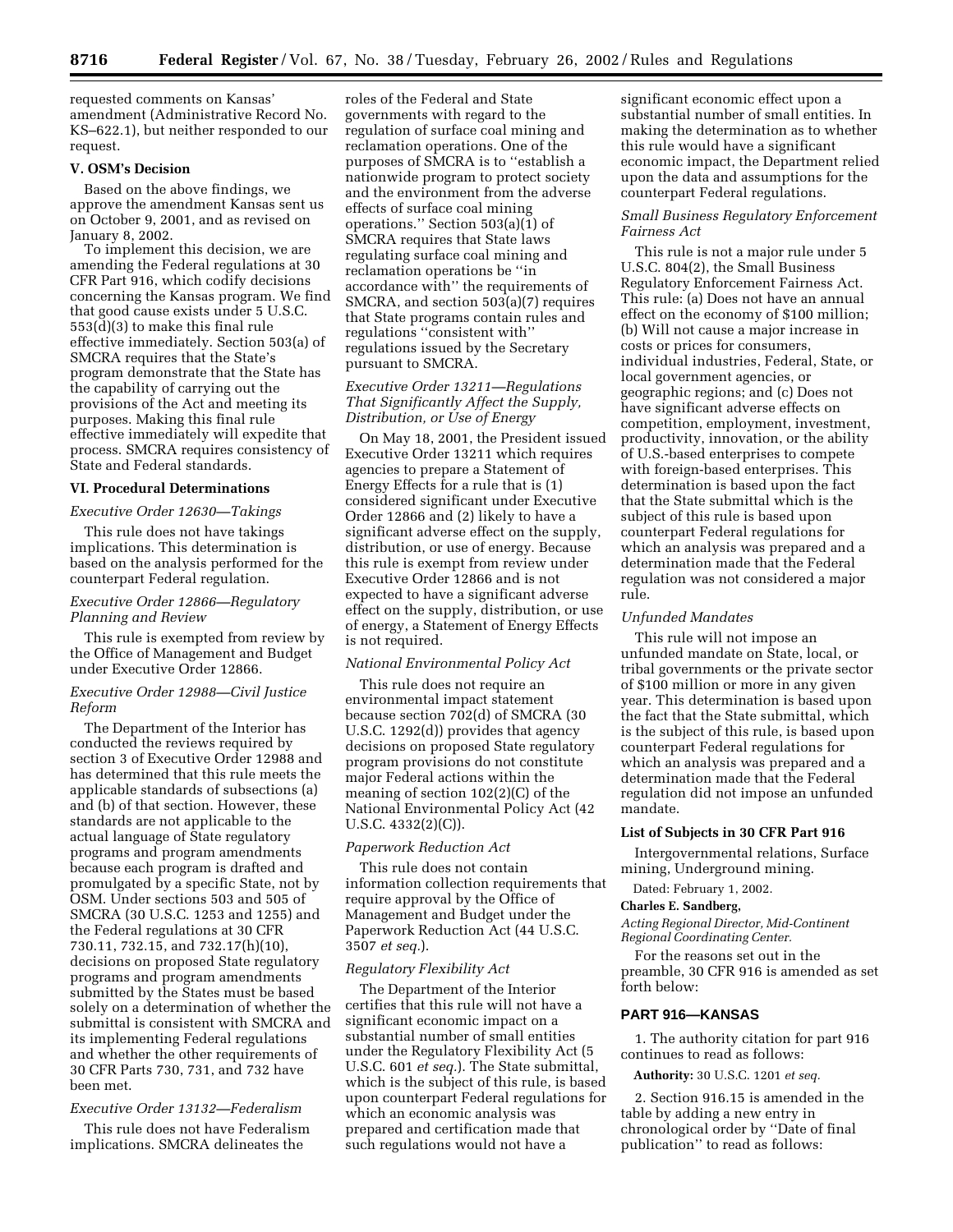requested comments on Kansas' amendment (Administrative Record No. KS–622.1), but neither responded to our request.

**V. OSM's Decision**

Based on the above findings, we approve the amendment Kansas sent us on October 9, 2001, and as revised on January 8, 2002.

To implement this decision, we are amending the Federal regulations at 30 CFR Part 916, which codify decisions concerning the Kansas program. We find that good cause exists under 5 U.S.C. 553(d)(3) to make this final rule effective immediately. Section 503(a) of SMCRA requires that the State's program demonstrate that the State has the capability of carrying out the provisions of the Act and meeting its purposes. Making this final rule effective immediately will expedite that process. SMCRA requires consistency of State and Federal standards.

**VI. Procedural Determinations**

*Executive Order 12630—Takings*

This rule does not have takings implications. This determination is based on the analysis performed for the counterpart Federal regulation.

*Executive Order 12866—Regulatory Planning and Review*

This rule is exempted from review by the Office of Management and Budget under Executive Order 12866.

*Executive Order 12988—Civil Justice Reform*

The Department of the Interior has conducted the reviews required by section 3 of Executive Order 12988 and has determined that this rule meets the applicable standards of subsections (a) and (b) of that section. However, these standards are not applicable to the actual language of State regulatory programs and program amendments because each program is drafted and promulgated by a specific State, not by OSM. Under sections 503 and 505 of SMCRA (30 U.S.C. 1253 and 1255) and the Federal regulations at 30 CFR 730.11, 732.15, and 732.17(h)(10), decisions on proposed State regulatory programs and program amendments submitted by the States must be based solely on a determination of whether the submittal is consistent with SMCRA and its implementing Federal regulations and whether the other requirements of 30 CFR Parts 730, 731, and 732 have been met.

*Executive Order 13132—Federalism*

This rule does not have Federalism implications. SMCRA delineates the roles of the Federal and State governments with regard to the regulation of surface coal mining and reclamation operations. One of the purposes of SMCRA is to "establish a nationwide program to protect society and the environment from the adverse effects of surface coal mining operations." Section 503(a)(1) of SMCRA requires that State laws regulating surface coal mining and reclamation operations be "in accordance with" the requirements of SMCRA, and section 503(a)(7) requires that State programs contain rules and regulations "consistent with" regulations issued by the Secretary pursuant to SMCRA.

*Executive Order 13211—Regulations That Significantly Affect the Supply, Distribution, or Use of Energy*

On May 18, 2001, the President issued Executive Order 13211 which requires agencies to prepare a Statement of Energy Effects for a rule that is (1) considered significant under Executive Order 12866 and (2) likely to have a significant adverse effect on the supply, distribution, or use of energy. Because this rule is exempt from review under Executive Order 12866 and is not expected to have a significant adverse effect on the supply, distribution, or use of energy, a Statement of Energy Effects is not required.

*National Environmental Policy Act*

This rule does not require an environmental impact statement because section 702(d) of SMCRA (30 U.S.C. 1292(d)) provides that agency decisions on proposed State regulatory program provisions do not constitute major Federal actions within the meaning of section 102(2)(C) of the National Environmental Policy Act (42 U.S.C. 4332(2)(C)).

*Paperwork Reduction Act*

This rule does not contain information collection requirements that require approval by the Office of Management and Budget under the Paperwork Reduction Act (44 U.S.C. 3507 *et seq.*).

*Regulatory Flexibility Act*

The Department of the Interior certifies that this rule will not have a significant economic impact on a substantial number of small entities under the Regulatory Flexibility Act (5 U.S.C. 601 *et seq.*). The State submittal, which is the subject of this rule, is based upon counterpart Federal regulations for which an economic analysis was prepared and certification made that such regulations would not have a significant economic effect upon a substantial number of small entities. In making the determination as to whether this rule would have a significant economic impact, the Department relied upon the data and assumptions for the counterpart Federal regulations.

*Small Business Regulatory Enforcement Fairness Act*

This rule is not a major rule under 5 U.S.C. 804(2), the Small Business Regulatory Enforcement Fairness Act. This rule: (a) Does not have an annual effect on the economy of $100 million; (b) Will not cause a major increase in costs or prices for consumers, individual industries, Federal, State, or local government agencies, or geographic regions; and (c) Does not have significant adverse effects on competition, employment, investment, productivity, innovation, or the ability of U.S.-based enterprises to compete with foreign-based enterprises. This determination is based upon the fact that the State submittal which is the subject of this rule is based upon counterpart Federal regulations for which an analysis was prepared and a determination made that the Federal regulation was not considered a major rule.

*Unfunded Mandates*

This rule will not impose an unfunded mandate on State, local, or tribal governments or the private sector of $100 million or more in any given year. This determination is based upon the fact that the State submittal, which is the subject of this rule, is based upon counterpart Federal regulations for which an analysis was prepared and a determination made that the Federal regulation did not impose an unfunded mandate.

**List of Subjects in 30 CFR Part 916**

Intergovernmental relations, Surface mining, Underground mining.

Dated: February 1, 2002.

**Charles E. Sandberg,**

*Acting Regional Director, Mid-Continent Regional Coordinating Center.*

For the reasons set out in the preamble, 30 CFR 916 is amended as set forth below:

**PART 916—KANSAS**

1. The authority citation for part 916 continues to read as follows:

**Authority:** 30 U.S.C. 1201 *et seq.*

2. Section 916.15 is amended in the table by adding a new entry in chronological order by "Date of final publication" to read as follows: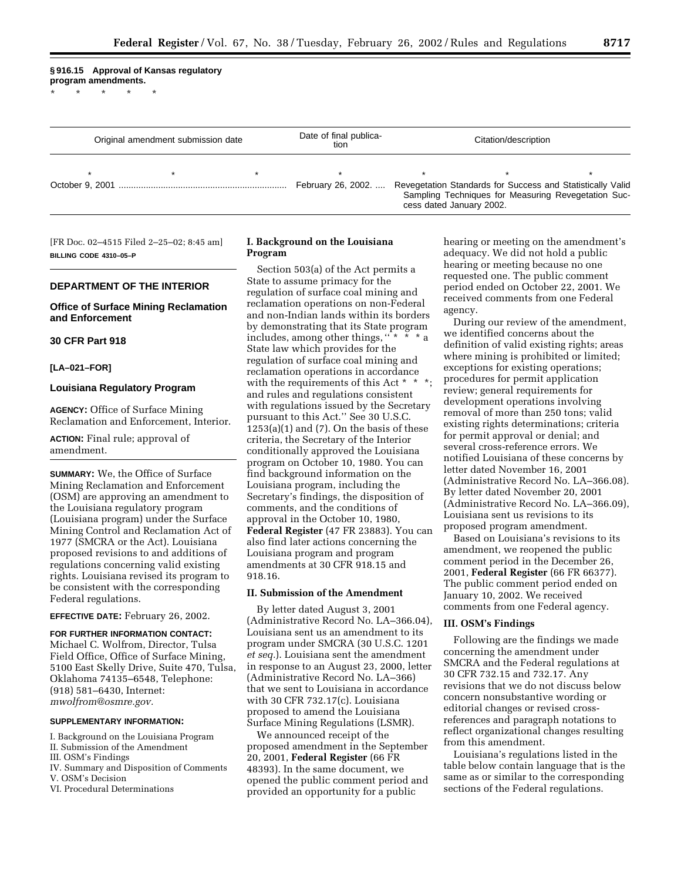**§ 916.15 Approval of Kansas regulatory program amendments.**

* * * * *

| Original amendment submission date | Date of final publication | Citation/description |
|---|---|---|
| * * * | * | * * * |
| October 9, 2001 | February 26, 2002. | Revegetation Standards for Success and Statistically Valid Sampling Techniques for Measuring Revegetation Success dated January 2002. |

[FR Doc. 02–4515 Filed 2–25–02; 8:45 am]

**BILLING CODE 4310–05–P**

## DEPARTMENT OF THE INTERIOR

### Office of Surface Mining Reclamation and Enforcement

### 30 CFR Part 918

**[LA–021–FOR]**

### Louisiana Regulatory Program

**AGENCY:** Office of Surface Mining Reclamation and Enforcement, Interior.

**ACTION:** Final rule; approval of amendment.

**SUMMARY:** We, the Office of Surface Mining Reclamation and Enforcement (OSM) are approving an amendment to the Louisiana regulatory program (Louisiana program) under the Surface Mining Control and Reclamation Act of 1977 (SMCRA or the Act). Louisiana proposed revisions to and additions of regulations concerning valid existing rights. Louisiana revised its program to be consistent with the corresponding Federal regulations.

**EFFECTIVE DATE:** February 26, 2002.

**FOR FURTHER INFORMATION CONTACT:** Michael C. Wolfrom, Director, Tulsa Field Office, Office of Surface Mining, 5100 East Skelly Drive, Suite 470, Tulsa, Oklahoma 74135–6548, Telephone: (918) 581–6430, Internet: *mwolfrom@osmre.gov.*

**SUPPLEMENTARY INFORMATION:**

I. Background on the Louisiana Program
II. Submission of the Amendment
III. OSM's Findings
IV. Summary and Disposition of Comments
V. OSM's Decision
VI. Procedural Determinations

### I. Background on the Louisiana Program

Section 503(a) of the Act permits a State to assume primacy for the regulation of surface coal mining and reclamation operations on non-Federal and non-Indian lands within its borders by demonstrating that its State program includes, among other things, "* * * a State law which provides for the regulation of surface coal mining and reclamation operations in accordance with the requirements of this Act * * *; and rules and regulations consistent with regulations issued by the Secretary pursuant to this Act." See 30 U.S.C. 1253(a)(1) and (7). On the basis of these criteria, the Secretary of the Interior conditionally approved the Louisiana program on October 10, 1980. You can find background information on the Louisiana program, including the Secretary's findings, the disposition of comments, and the conditions of approval in the October 10, 1980, **Federal Register** (47 FR 23883). You can also find later actions concerning the Louisiana program and program amendments at 30 CFR 918.15 and 918.16.

### II. Submission of the Amendment

By letter dated August 3, 2001 (Administrative Record No. LA–366.04), Louisiana sent us an amendment to its program under SMCRA (30 U.S.C. 1201 *et seq.*). Louisiana sent the amendment in response to an August 23, 2000, letter (Administrative Record No. LA–366) that we sent to Louisiana in accordance with 30 CFR 732.17(c). Louisiana proposed to amend the Louisiana Surface Mining Regulations (LSMR).

We announced receipt of the proposed amendment in the September 20, 2001, **Federal Register** (66 FR 48393). In the same document, we opened the public comment period and provided an opportunity for a public hearing or meeting on the amendment's adequacy. We did not hold a public hearing or meeting because no one requested one. The public comment period ended on October 22, 2001. We received comments from one Federal agency.

During our review of the amendment, we identified concerns about the definition of valid existing rights; areas where mining is prohibited or limited; exceptions for existing operations; procedures for permit application review; general requirements for development operations involving removal of more than 250 tons; valid existing rights determinations; criteria for permit approval or denial; and several cross-reference errors. We notified Louisiana of these concerns by letter dated November 16, 2001 (Administrative Record No. LA–366.08). By letter dated November 20, 2001 (Administrative Record No. LA–366.09), Louisiana sent us revisions to its proposed program amendment.

Based on Louisiana's revisions to its amendment, we reopened the public comment period in the December 26, 2001, **Federal Register** (66 FR 66377). The public comment period ended on January 10, 2002. We received comments from one Federal agency.

### III. OSM's Findings

Following are the findings we made concerning the amendment under SMCRA and the Federal regulations at 30 CFR 732.15 and 732.17. Any revisions that we do not discuss below concern nonsubstantive wording or editorial changes or revised cross-references and paragraph notations to reflect organizational changes resulting from this amendment.

Louisiana's regulations listed in the table below contain language that is the same as or similar to the corresponding sections of the Federal regulations.